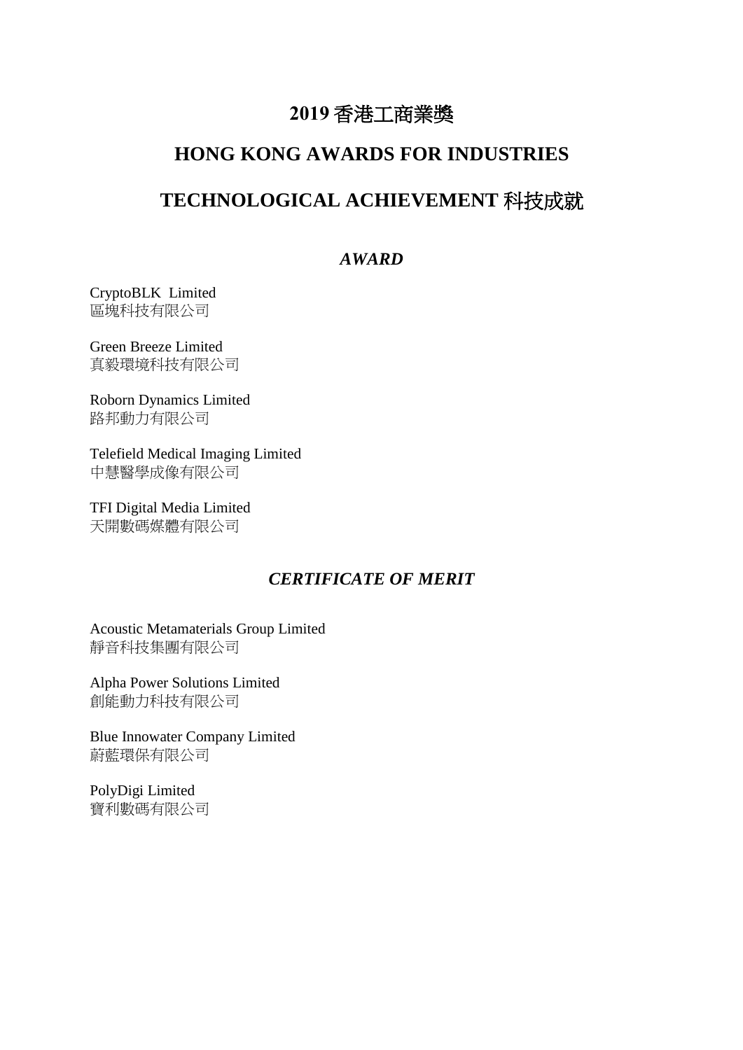# 2019 香港工商業獎

# HONG KONG AWARDS FOR INDUSTRIES

# TECHNOLOGICAL ACHIEVEMENT 科技成就

## *AWARD*

CryptoBLK Limited
區塊科技有限公司

Green Breeze Limited
真毅環境科技有限公司

Roborn Dynamics Limited
路邦動力有限公司

Telefield Medical Imaging Limited
中慧醫學成像有限公司

TFI Digital Media Limited
天開數碼媒體有限公司

## *CERTIFICATE OF MERIT*

Acoustic Metamaterials Group Limited
靜音科技集團有限公司

Alpha Power Solutions Limited
創能動力科技有限公司

Blue Innowater Company Limited
蔚藍環保有限公司

PolyDigi Limited
寶利數碼有限公司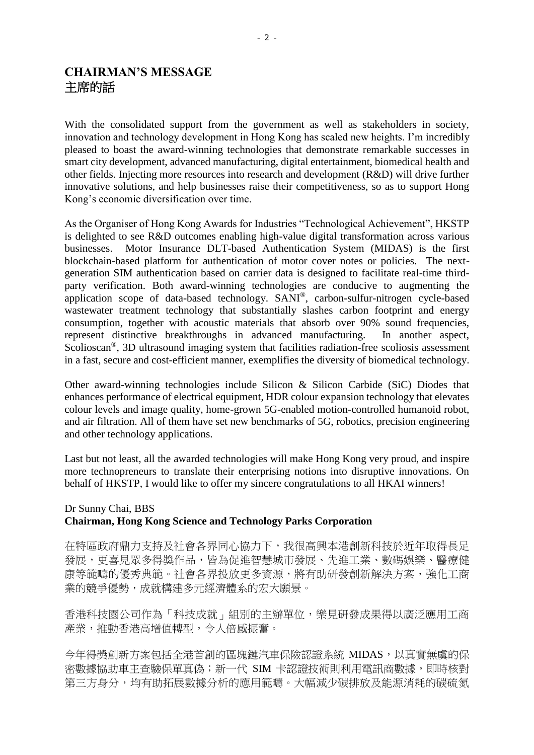# CHAIRMAN'S MESSAGE
# 主席的話

With the consolidated support from the government as well as stakeholders in society, innovation and technology development in Hong Kong has scaled new heights. I'm incredibly pleased to boast the award-winning technologies that demonstrate remarkable successes in smart city development, advanced manufacturing, digital entertainment, biomedical health and other fields. Injecting more resources into research and development (R&D) will drive further innovative solutions, and help businesses raise their competitiveness, so as to support Hong Kong's economic diversification over time.

As the Organiser of Hong Kong Awards for Industries "Technological Achievement", HKSTP is delighted to see R&D outcomes enabling high-value digital transformation across various businesses. Motor Insurance DLT-based Authentication System (MIDAS) is the first blockchain-based platform for authentication of motor cover notes or policies. The next-generation SIM authentication based on carrier data is designed to facilitate real-time third-party verification. Both award-winning technologies are conducive to augmenting the application scope of data-based technology. SANI®, carbon-sulfur-nitrogen cycle-based wastewater treatment technology that substantially slashes carbon footprint and energy consumption, together with acoustic materials that absorb over 90% sound frequencies, represent distinctive breakthroughs in advanced manufacturing. In another aspect, Scolioscan®, 3D ultrasound imaging system that facilities radiation-free scoliosis assessment in a fast, secure and cost-efficient manner, exemplifies the diversity of biomedical technology.

Other award-winning technologies include Silicon & Silicon Carbide (SiC) Diodes that enhances performance of electrical equipment, HDR colour expansion technology that elevates colour levels and image quality, home-grown 5G-enabled motion-controlled humanoid robot, and air filtration. All of them have set new benchmarks of 5G, robotics, precision engineering and other technology applications.

Last but not least, all the awarded technologies will make Hong Kong very proud, and inspire more technopreneurs to translate their enterprising notions into disruptive innovations. On behalf of HKSTP, I would like to offer my sincere congratulations to all HKAI winners!

Dr Sunny Chai, BBS
**Chairman, Hong Kong Science and Technology Parks Corporation**

在特區政府鼎力支持及社會各界同心協力下，我很高興本港創新科技於近年取得長足發展，更喜見眾多得獎作品，皆為促進智慧城市發展、先進工業、數碼娛樂、醫療健康等範疇的優秀典範。社會各界投放更多資源，將有助研發創新解決方案，強化工商業的競爭優勢，成就構建多元經濟體系的宏大願景。

香港科技園公司作為「科技成就」組別的主辦單位，樂見研發成果得以廣泛應用工商產業，推動香港高增值轉型，令人倍感振奮。

今年得獎創新方案包括全港首創的區塊鏈汽車保險認證系統 MIDAS，以真實無虞的保密數據協助車主查驗保單真偽；新一代 SIM 卡認證技術則利用電訊商數據，即時核對第三方身分，均有助拓展數據分析的應用範疇。大幅減少碳排放及能源消耗的碳硫氮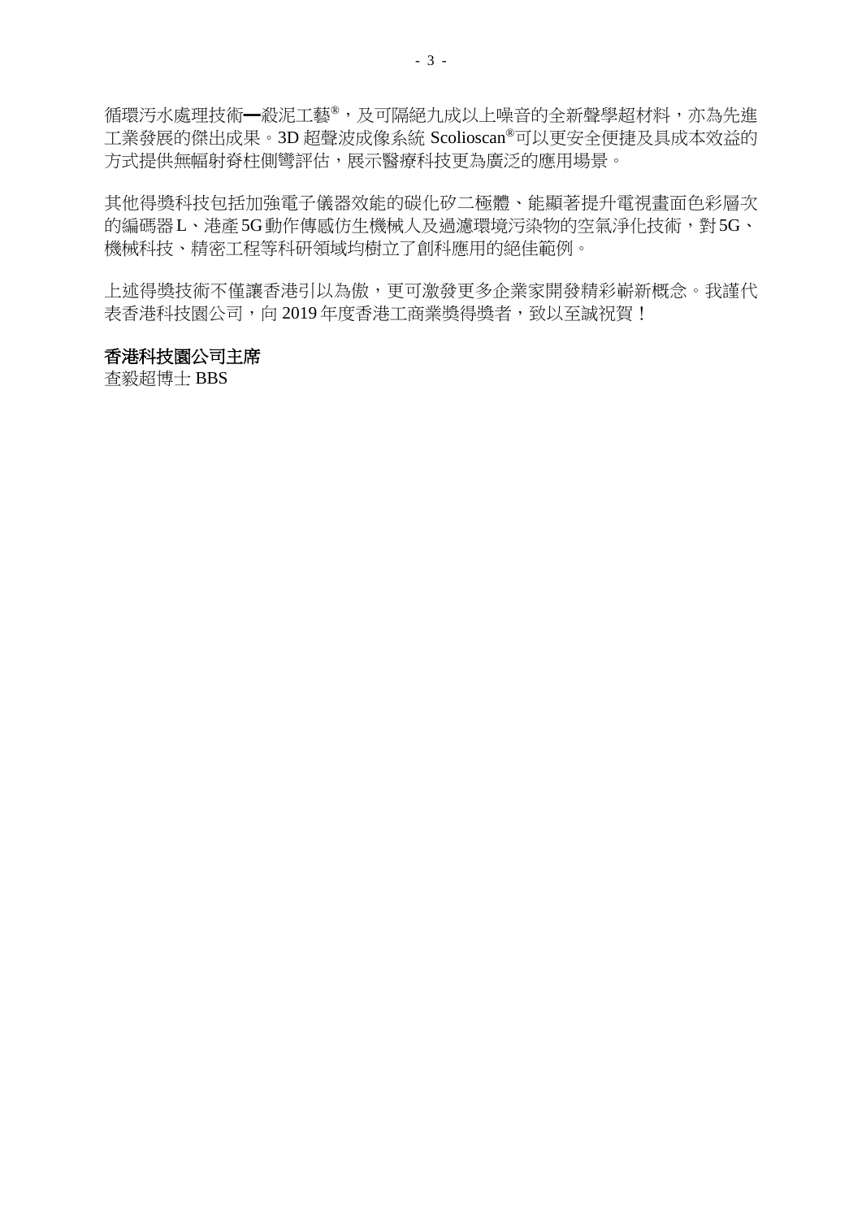循環污水處理技術━殺泥工藝®，及可隔絕九成以上噪音的全新聲學超材料，亦為先進工業發展的傑出成果。3D 超聲波成像系統 Scolioscan®可以更安全便捷及具成本效益的方式提供無輻射脊柱側彎評估，展示醫療科技更為廣泛的應用場景。

其他得獎科技包括加強電子儀器效能的碳化矽二極體、能顯著提升電視畫面色彩層次的編碼器 L、港產 5G 動作傳感仿生機械人及過濾環境污染物的空氣淨化技術，對 5G、機械科技、精密工程等科研領域均樹立了創科應用的絕佳範例。

上述得獎技術不僅讓香港引以為傲，更可激發更多企業家開發精彩嶄新概念。我謹代表香港科技園公司，向 2019 年度香港工商業獎得獎者，致以至誠祝賀！

**香港科技園公司主席**
查毅超博士 BBS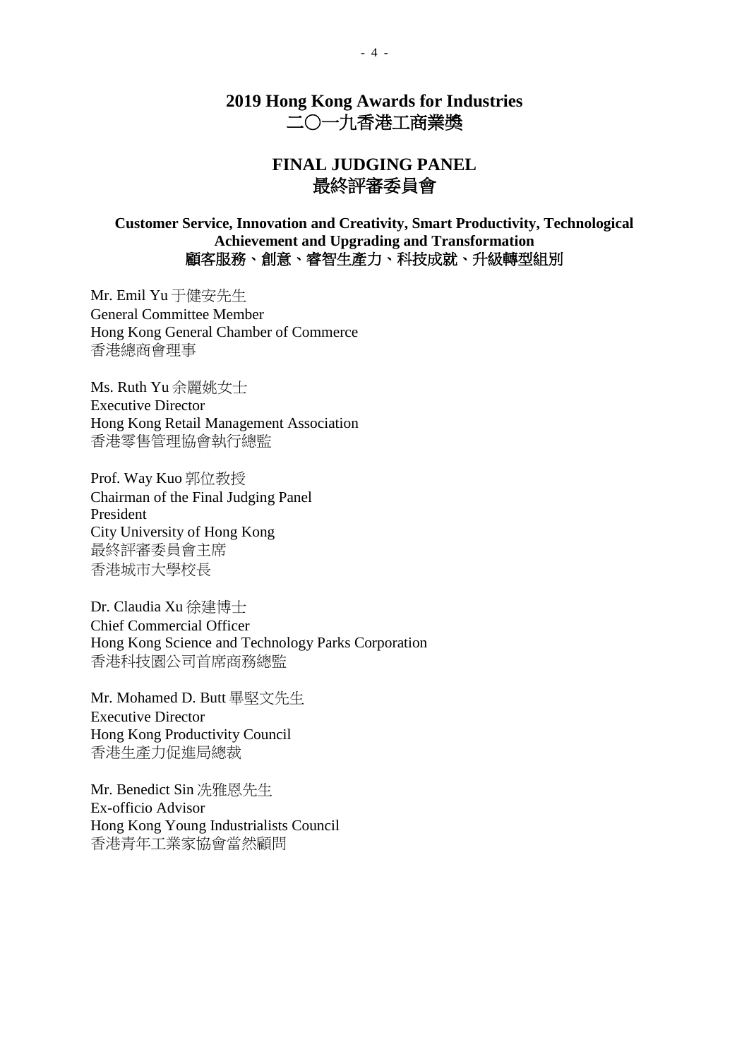# 2019 Hong Kong Awards for Industries
# 二〇一九香港工商業獎

## FINAL JUDGING PANEL
## 最終評審委員會

### Customer Service, Innovation and Creativity, Smart Productivity, Technological Achievement and Upgrading and Transformation
### 顧客服務、創意、睿智生產力、科技成就、升級轉型組別

Mr. Emil Yu 于健安先生
General Committee Member
Hong Kong General Chamber of Commerce
香港總商會理事

Ms. Ruth Yu 余麗姚女士
Executive Director
Hong Kong Retail Management Association
香港零售管理協會執行總監

Prof. Way Kuo 郭位教授
Chairman of the Final Judging Panel
President
City University of Hong Kong
最終評審委員會主席
香港城市大學校長

Dr. Claudia Xu 徐建博士
Chief Commercial Officer
Hong Kong Science and Technology Parks Corporation
香港科技園公司首席商務總監

Mr. Mohamed D. Butt 畢堅文先生
Executive Director
Hong Kong Productivity Council
香港生產力促進局總裁

Mr. Benedict Sin 冼雅恩先生
Ex-officio Advisor
Hong Kong Young Industrialists Council
香港青年工業家協會當然顧問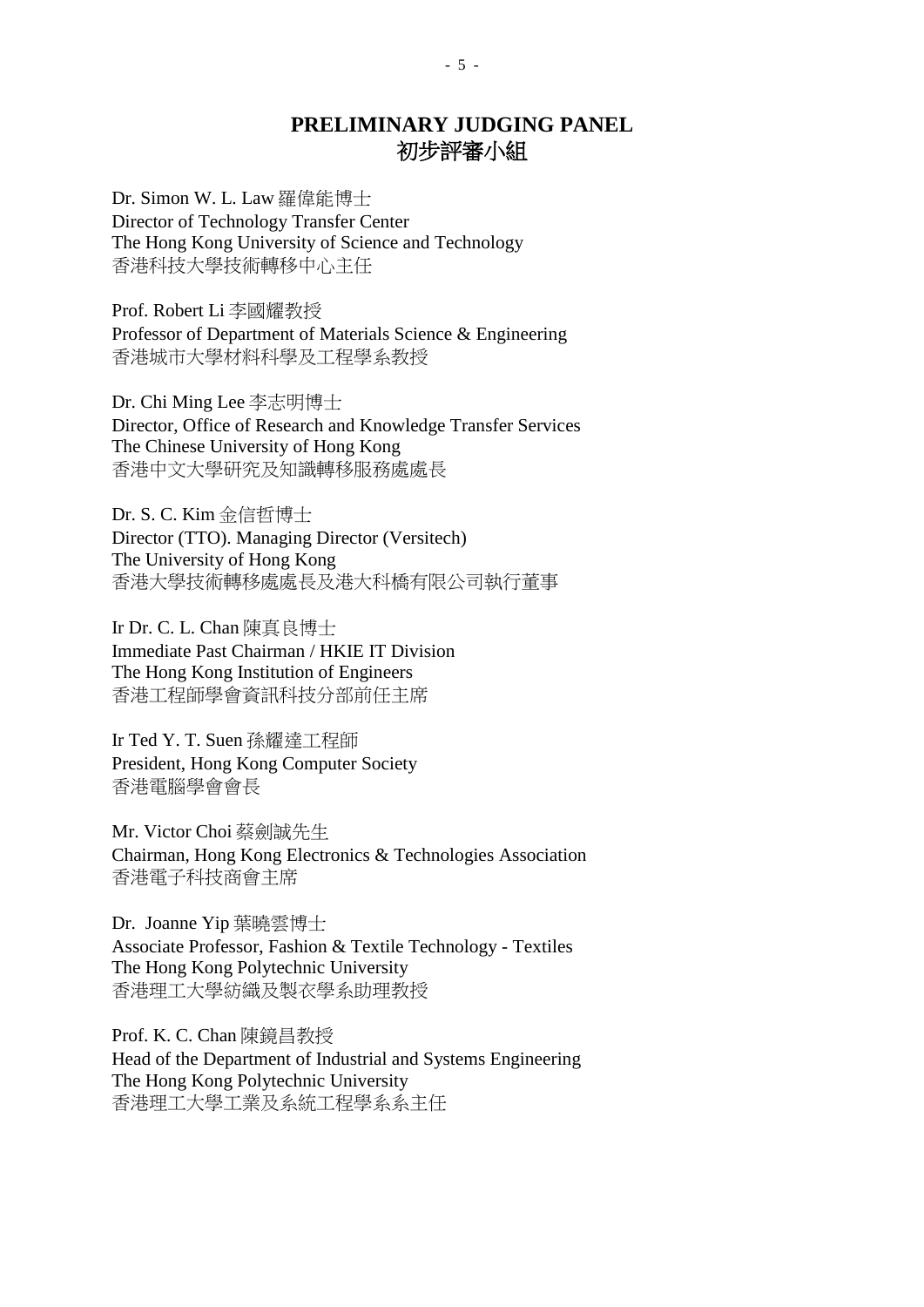## PRELIMINARY JUDGING PANEL
## 初步評審小組

Dr. Simon W. L. Law 羅偉能博士
Director of Technology Transfer Center
The Hong Kong University of Science and Technology
香港科技大學技術轉移中心主任

Prof. Robert Li 李國耀教授
Professor of Department of Materials Science & Engineering
香港城市大學材料科學及工程學系教授

Dr. Chi Ming Lee 李志明博士
Director, Office of Research and Knowledge Transfer Services
The Chinese University of Hong Kong
香港中文大學研究及知識轉移服務處處長

Dr. S. C. Kim 金信哲博士
Director (TTO). Managing Director (Versitech)
The University of Hong Kong
香港大學技術轉移處處長及港大科橋有限公司執行董事

Ir Dr. C. L. Chan 陳真良博士
Immediate Past Chairman / HKIE IT Division
The Hong Kong Institution of Engineers
香港工程師學會資訊科技分部前任主席

Ir Ted Y. T. Suen 孫耀達工程師
President, Hong Kong Computer Society
香港電腦學會會長

Mr. Victor Choi 蔡劍誠先生
Chairman, Hong Kong Electronics & Technologies Association
香港電子科技商會主席

Dr. Joanne Yip 葉曉雲博士
Associate Professor, Fashion & Textile Technology - Textiles
The Hong Kong Polytechnic University
香港理工大學紡織及製衣學系助理教授

Prof. K. C. Chan 陳鏡昌教授
Head of the Department of Industrial and Systems Engineering
The Hong Kong Polytechnic University
香港理工大學工業及系統工程學系系主任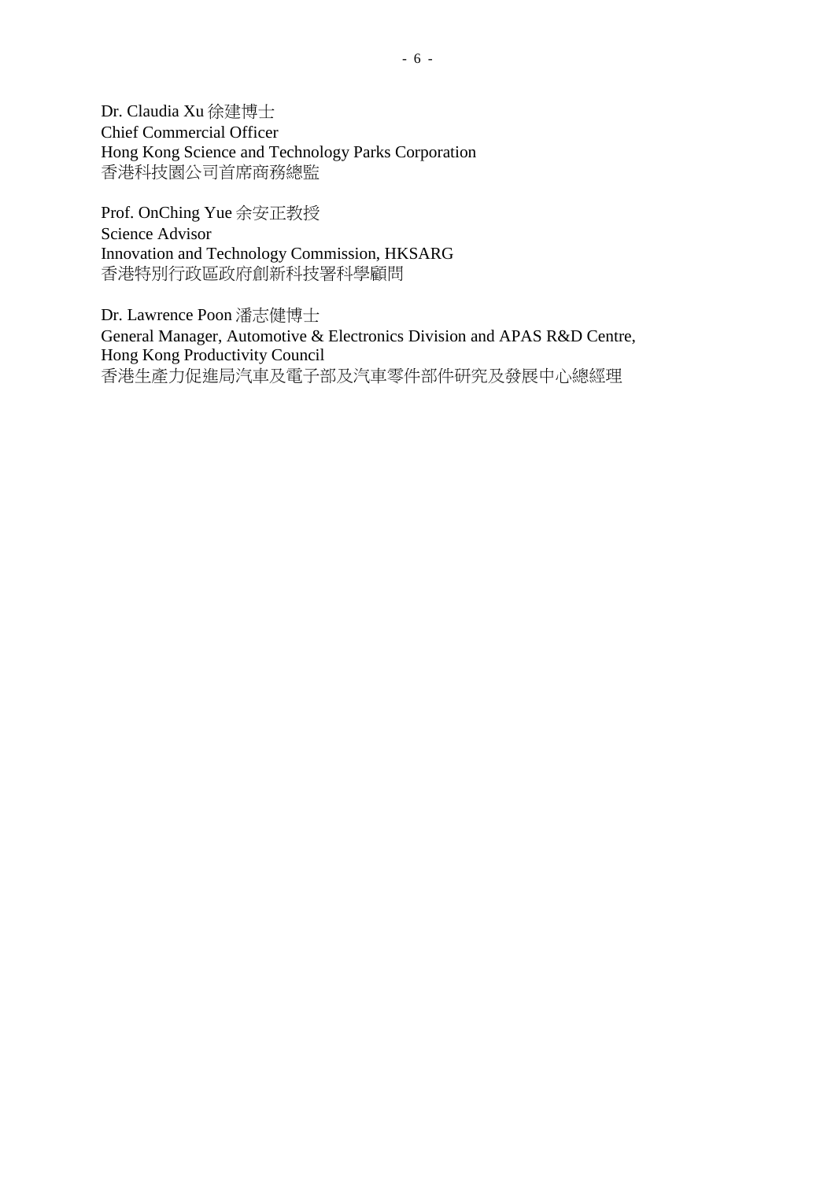Dr. Claudia Xu 徐建博士
Chief Commercial Officer
Hong Kong Science and Technology Parks Corporation
香港科技園公司首席商務總監

Prof. OnChing Yue 余安正教授
Science Advisor
Innovation and Technology Commission, HKSARG
香港特別行政區政府創新科技署科學顧問

Dr. Lawrence Poon 潘志健博士
General Manager, Automotive & Electronics Division and APAS R&D Centre,
Hong Kong Productivity Council
香港生產力促進局汽車及電子部及汽車零件部件研究及發展中心總經理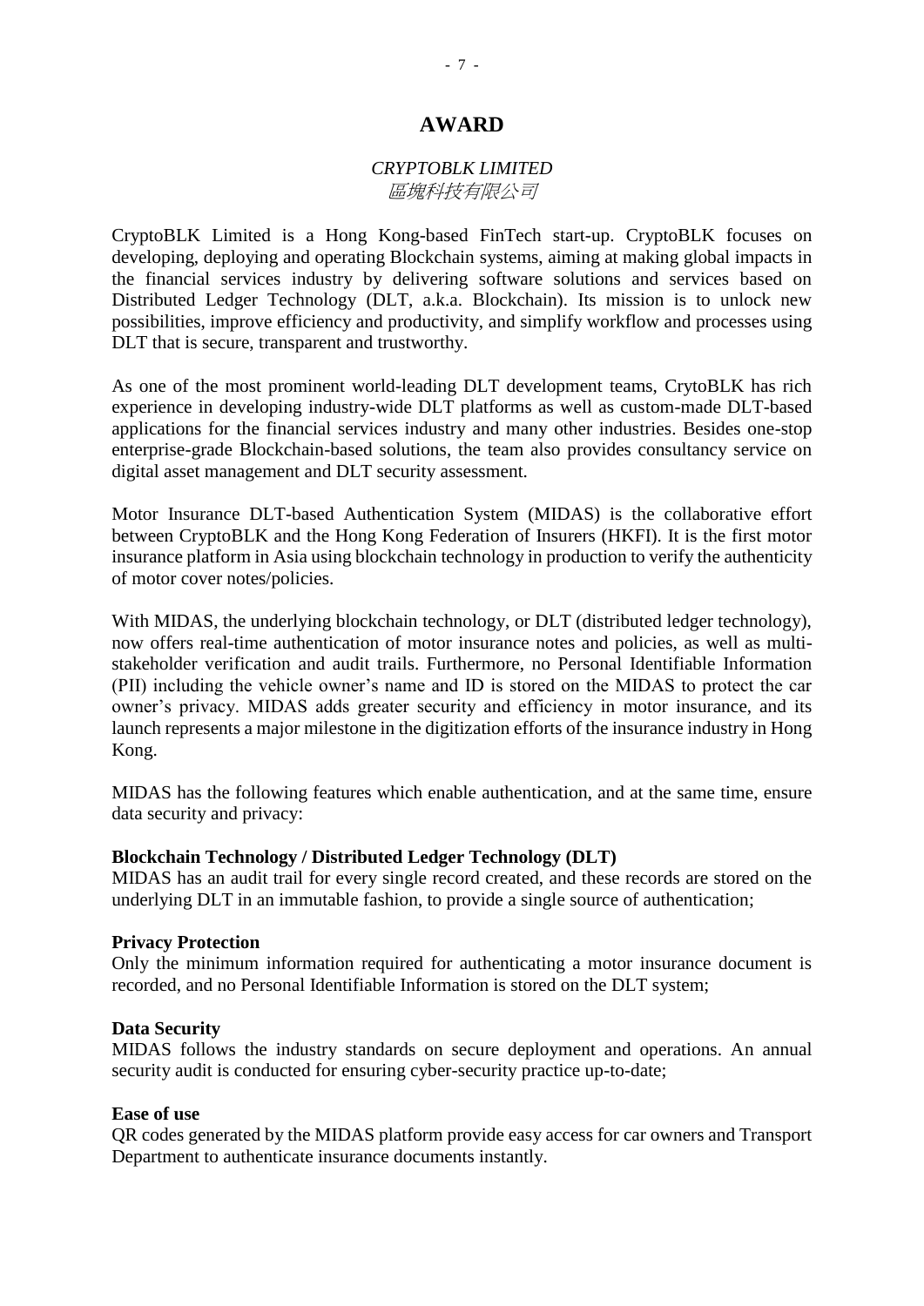# AWARD

*CRYPTOBLK LIMITED*
*區塊科技有限公司*

CryptoBLK Limited is a Hong Kong-based FinTech start-up. CryptoBLK focuses on developing, deploying and operating Blockchain systems, aiming at making global impacts in the financial services industry by delivering software solutions and services based on Distributed Ledger Technology (DLT, a.k.a. Blockchain). Its mission is to unlock new possibilities, improve efficiency and productivity, and simplify workflow and processes using DLT that is secure, transparent and trustworthy.

As one of the most prominent world-leading DLT development teams, CrytoBLK has rich experience in developing industry-wide DLT platforms as well as custom-made DLT-based applications for the financial services industry and many other industries. Besides one-stop enterprise-grade Blockchain-based solutions, the team also provides consultancy service on digital asset management and DLT security assessment.

Motor Insurance DLT-based Authentication System (MIDAS) is the collaborative effort between CryptoBLK and the Hong Kong Federation of Insurers (HKFI). It is the first motor insurance platform in Asia using blockchain technology in production to verify the authenticity of motor cover notes/policies.

With MIDAS, the underlying blockchain technology, or DLT (distributed ledger technology), now offers real-time authentication of motor insurance notes and policies, as well as multi-stakeholder verification and audit trails. Furthermore, no Personal Identifiable Information (PII) including the vehicle owner's name and ID is stored on the MIDAS to protect the car owner's privacy. MIDAS adds greater security and efficiency in motor insurance, and its launch represents a major milestone in the digitization efforts of the insurance industry in Hong Kong.

MIDAS has the following features which enable authentication, and at the same time, ensure data security and privacy:

**Blockchain Technology / Distributed Ledger Technology (DLT)**
MIDAS has an audit trail for every single record created, and these records are stored on the underlying DLT in an immutable fashion, to provide a single source of authentication;

**Privacy Protection**
Only the minimum information required for authenticating a motor insurance document is recorded, and no Personal Identifiable Information is stored on the DLT system;

**Data Security**
MIDAS follows the industry standards on secure deployment and operations. An annual security audit is conducted for ensuring cyber-security practice up-to-date;

**Ease of use**
QR codes generated by the MIDAS platform provide easy access for car owners and Transport Department to authenticate insurance documents instantly.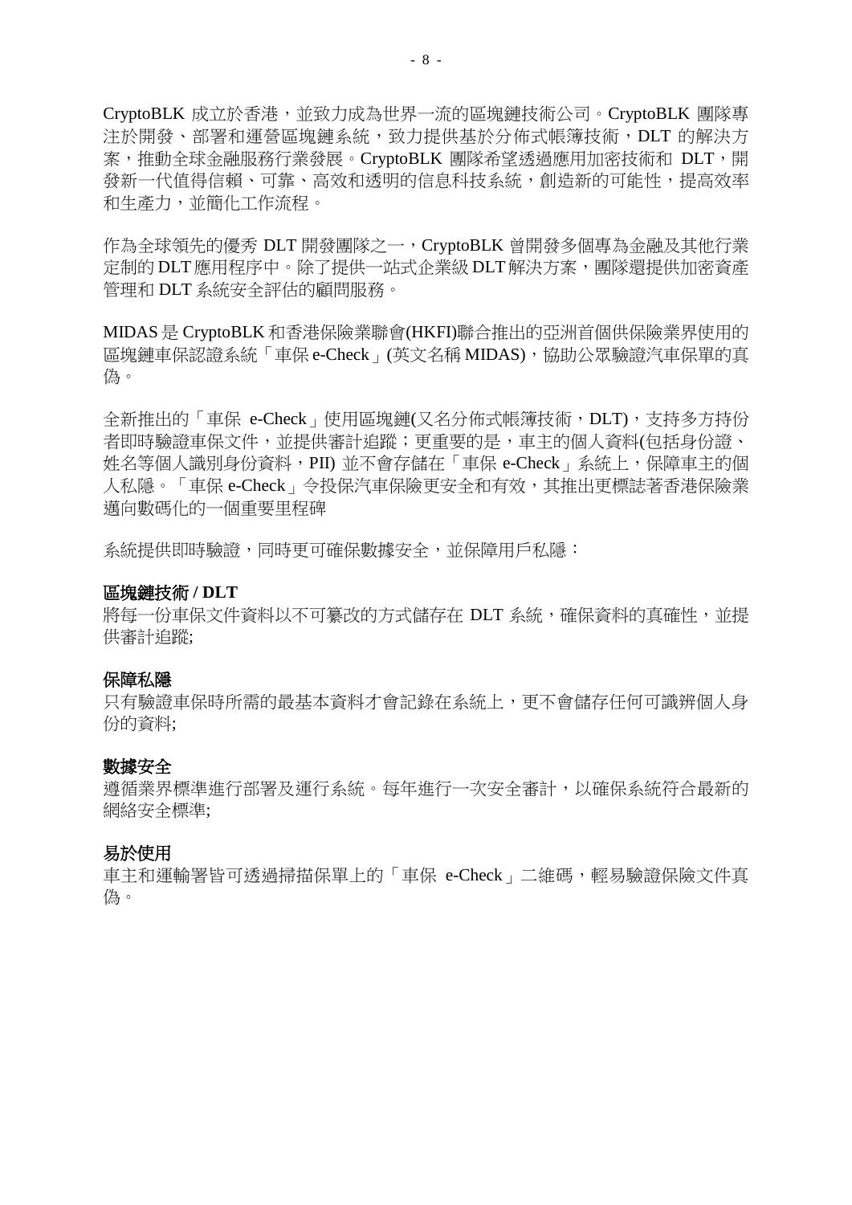CryptoBLK 成立於香港，並致力成為世界一流的區塊鏈技術公司。CryptoBLK 團隊專注於開發、部署和運營區塊鏈系統，致力提供基於分佈式帳簿技術，DLT 的解決方案，推動全球金融服務行業發展。CryptoBLK 團隊希望透過應用加密技術和 DLT，開發新一代值得信賴、可靠、高效和透明的信息科技系統，創造新的可能性，提高效率和生產力，並簡化工作流程。

作為全球領先的優秀 DLT 開發團隊之一，CryptoBLK 曾開發多個專為金融及其他行業定制的 DLT 應用程序中。除了提供一站式企業級 DLT 解決方案，團隊還提供加密資產管理和 DLT 系統安全評估的顧問服務。

MIDAS 是 CryptoBLK 和香港保險業聯會(HKFI)聯合推出的亞洲首個供保險業界使用的區塊鏈車保認證系統「車保 e-Check」(英文名稱 MIDAS)，協助公眾驗證汽車保單的真偽。

全新推出的「車保 e-Check」使用區塊鏈(又名分佈式帳簿技術，DLT)，支持多方持份者即時驗證車保文件，並提供審計追蹤；更重要的是，車主的個人資料(包括身份證、姓名等個人識別身份資料，PII) 並不會存儲在「車保 e-Check」系統上，保障車主的個人私隱。「車保 e-Check」令投保汽車保險更安全和有效，其推出更標誌著香港保險業邁向數碼化的一個重要里程碑

系統提供即時驗證，同時更可確保數據安全，並保障用戶私隱：

**區塊鏈技術 / DLT**
將每一份車保文件資料以不可纂改的方式儲存在 DLT 系統，確保資料的真確性，並提供審計追蹤;

**保障私隱**
只有驗證車保時所需的最基本資料才會記錄在系統上，更不會儲存任何可識辨個人身份的資料;

**數據安全**
遵循業界標準進行部署及運行系統。每年進行一次安全審計，以確保系統符合最新的網絡安全標準;

**易於使用**
車主和運輸署皆可透過掃描保單上的「車保 e-Check」二維碼，輕易驗證保險文件真偽。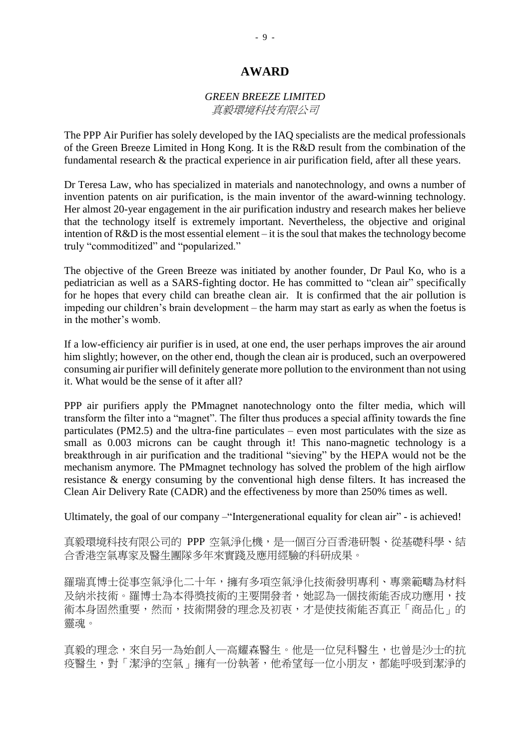# AWARD

*GREEN BREEZE LIMITED*
*真毅環境科技有限公司*

The PPP Air Purifier has solely developed by the IAQ specialists are the medical professionals of the Green Breeze Limited in Hong Kong. It is the R&D result from the combination of the fundamental research & the practical experience in air purification field, after all these years.

Dr Teresa Law, who has specialized in materials and nanotechnology, and owns a number of invention patents on air purification, is the main inventor of the award-winning technology. Her almost 20-year engagement in the air purification industry and research makes her believe that the technology itself is extremely important. Nevertheless, the objective and original intention of R&D is the most essential element – it is the soul that makes the technology become truly "commoditized" and "popularized."

The objective of the Green Breeze was initiated by another founder, Dr Paul Ko, who is a pediatrician as well as a SARS-fighting doctor. He has committed to "clean air" specifically for he hopes that every child can breathe clean air. It is confirmed that the air pollution is impeding our children's brain development – the harm may start as early as when the foetus is in the mother's womb.

If a low-efficiency air purifier is in used, at one end, the user perhaps improves the air around him slightly; however, on the other end, though the clean air is produced, such an overpowered consuming air purifier will definitely generate more pollution to the environment than not using it. What would be the sense of it after all?

PPP air purifiers apply the PMmagnet nanotechnology onto the filter media, which will transform the filter into a "magnet". The filter thus produces a special affinity towards the fine particulates (PM2.5) and the ultra-fine particulates – even most particulates with the size as small as 0.003 microns can be caught through it! This nano-magnetic technology is a breakthrough in air purification and the traditional "sieving" by the HEPA would not be the mechanism anymore. The PMmagnet technology has solved the problem of the high airflow resistance & energy consuming by the conventional high dense filters. It has increased the Clean Air Delivery Rate (CADR) and the effectiveness by more than 250% times as well.

Ultimately, the goal of our company –"Intergenerational equality for clean air" - is achieved!

真毅環境科技有限公司的 PPP 空氣淨化機，是一個百分百香港研製、從基礎科學、結合香港空氣專家及醫生團隊多年來實踐及應用經驗的科研成果。

羅瑞真博士從事空氣淨化二十年，擁有多項空氣淨化技術發明專利、專業範疇為材料及納米技術。羅博士為本得獎技術的主要開發者，她認為一個技術能否成功應用，技術本身固然重要，然而，技術開發的理念及初衷，才是使技術能否真正「商品化」的靈魂。

真毅的理念，來自另一為始創人—高耀森醫生。他是一位兒科醫生，也曾是沙士的抗疫醫生，對「潔淨的空氣」擁有一份執著，他希望每一位小朋友，都能呼吸到潔淨的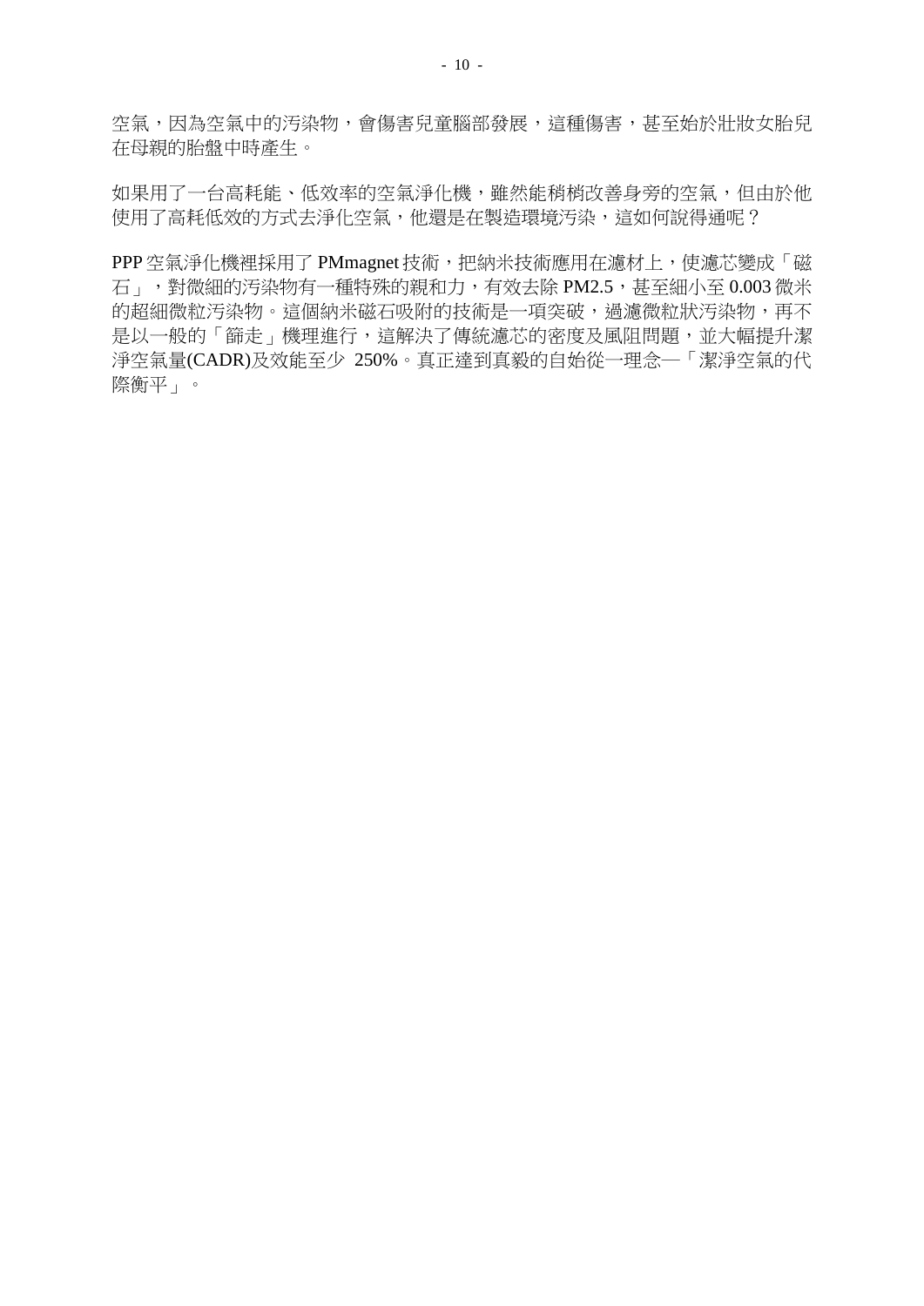空氣，因為空氣中的污染物，會傷害兒童腦部發展，這種傷害，甚至始於壯妝女胎兒在母親的胎盤中時產生。

如果用了一台高耗能、低效率的空氣淨化機，雖然能稍梢改善身旁的空氣，但由於他使用了高耗低效的方式去淨化空氣，他還是在製造環境污染，這如何說得通呢？

PPP 空氣淨化機裡採用了 PMmagnet 技術，把納米技術應用在濾材上，使濾芯變成「磁石」，對微細的污染物有一種特殊的親和力，有效去除 PM2.5，甚至細小至 0.003 微米的超細微粒污染物。這個納米磁石吸附的技術是一項突破，過濾微粒狀污染物，再不是以一般的「篩走」機理進行，這解決了傳統濾芯的密度及風阻問題，並大幅提升潔淨空氣量(CADR)及效能至少 250%。真正達到真毅的自始從一理念—「潔淨空氣的代際衡平」。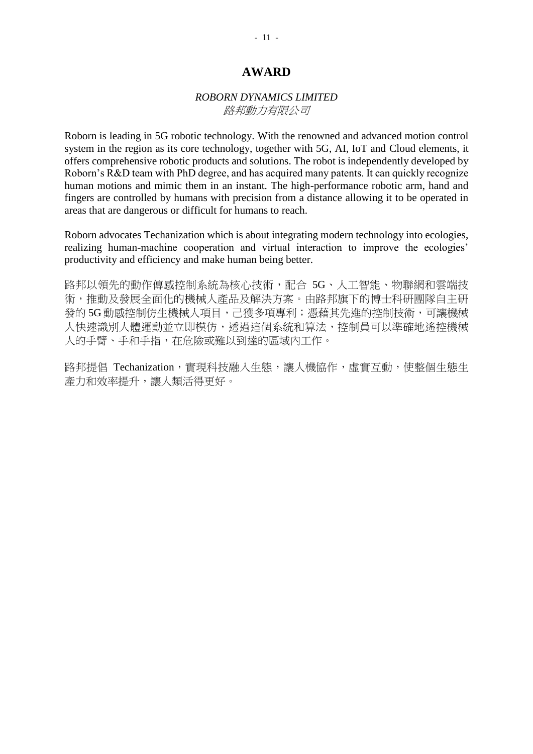# AWARD

*ROBORN DYNAMICS LIMITED*
*路邦動力有限公司*

Roborn is leading in 5G robotic technology. With the renowned and advanced motion control system in the region as its core technology, together with 5G, AI, IoT and Cloud elements, it offers comprehensive robotic products and solutions. The robot is independently developed by Roborn's R&D team with PhD degree, and has acquired many patents. It can quickly recognize human motions and mimic them in an instant. The high-performance robotic arm, hand and fingers are controlled by humans with precision from a distance allowing it to be operated in areas that are dangerous or difficult for humans to reach.

Roborn advocates Techanization which is about integrating modern technology into ecologies, realizing human-machine cooperation and virtual interaction to improve the ecologies' productivity and efficiency and make human being better.

路邦以領先的動作傳感控制系統為核心技術，配合 5G、人工智能、物聯網和雲端技術，推動及發展全面化的機械人產品及解決方案。由路邦旗下的博士科研團隊自主研發的 5G 動感控制仿生機械人項目，已獲多項專利；憑藉其先進的控制技術，可讓機械人快速識別人體運動並立即模仿，透過這個系統和算法，控制員可以準確地遙控機械人的手臂、手和手指，在危險或難以到達的區域內工作。

路邦提倡 Techanization，實現科技融入生態，讓人機協作，虛實互動，使整個生態生產力和效率提升，讓人類活得更好。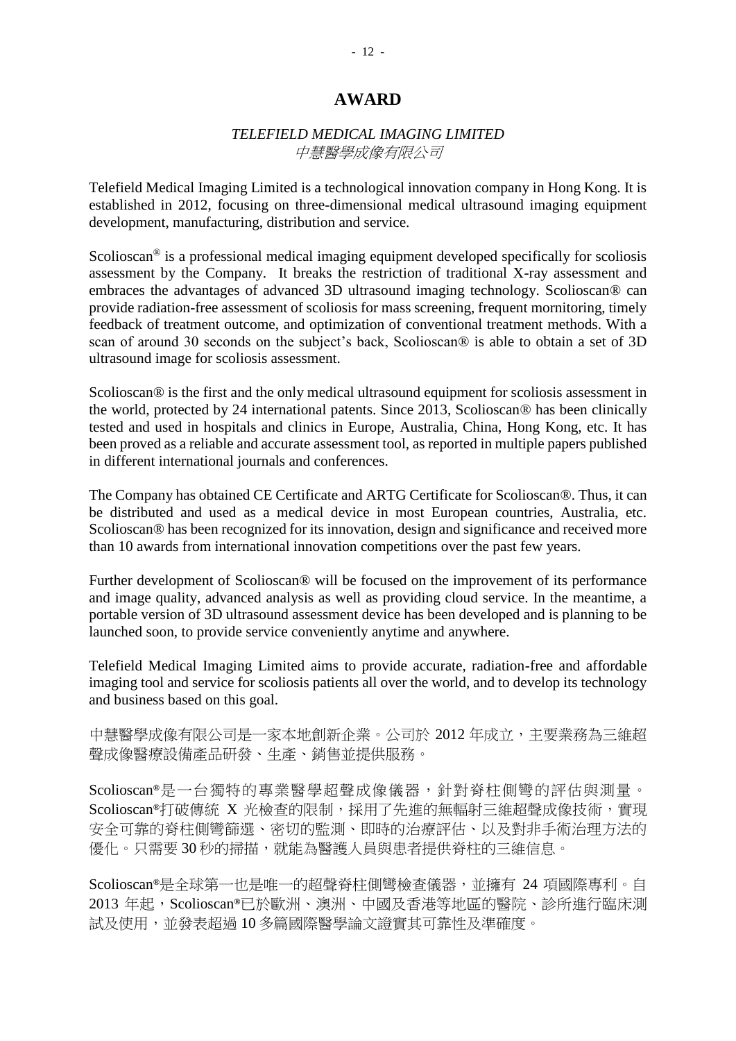# AWARD

*TELEFIELD MEDICAL IMAGING LIMITED*
*中慧醫學成像有限公司*

Telefield Medical Imaging Limited is a technological innovation company in Hong Kong. It is established in 2012, focusing on three-dimensional medical ultrasound imaging equipment development, manufacturing, distribution and service.

Scolioscan® is a professional medical imaging equipment developed specifically for scoliosis assessment by the Company. It breaks the restriction of traditional X-ray assessment and embraces the advantages of advanced 3D ultrasound imaging technology. Scolioscan® can provide radiation-free assessment of scoliosis for mass screening, frequent mornitoring, timely feedback of treatment outcome, and optimization of conventional treatment methods. With a scan of around 30 seconds on the subject's back, Scolioscan® is able to obtain a set of 3D ultrasound image for scoliosis assessment.

Scolioscan® is the first and the only medical ultrasound equipment for scoliosis assessment in the world, protected by 24 international patents. Since 2013, Scolioscan® has been clinically tested and used in hospitals and clinics in Europe, Australia, China, Hong Kong, etc. It has been proved as a reliable and accurate assessment tool, as reported in multiple papers published in different international journals and conferences.

The Company has obtained CE Certificate and ARTG Certificate for Scolioscan®. Thus, it can be distributed and used as a medical device in most European countries, Australia, etc. Scolioscan® has been recognized for its innovation, design and significance and received more than 10 awards from international innovation competitions over the past few years.

Further development of Scolioscan® will be focused on the improvement of its performance and image quality, advanced analysis as well as providing cloud service. In the meantime, a portable version of 3D ultrasound assessment device has been developed and is planning to be launched soon, to provide service conveniently anytime and anywhere.

Telefield Medical Imaging Limited aims to provide accurate, radiation-free and affordable imaging tool and service for scoliosis patients all over the world, and to develop its technology and business based on this goal.

中慧醫學成像有限公司是一家本地創新企業。公司於 2012 年成立，主要業務為三維超聲成像醫療設備產品研發、生產、銷售並提供服務。

Scolioscan®是一台獨特的專業醫學超聲成像儀器，針對脊柱側彎的評估與測量。Scolioscan®打破傳統 X 光檢查的限制，採用了先進的無輻射三維超聲成像技術，實現安全可靠的脊柱側彎篩選、密切的監測、即時的治療評估、以及對非手術治理方法的優化。只需要 30 秒的掃描，就能為醫護人員與患者提供脊柱的三維信息。

Scolioscan®是全球第一也是唯一的超聲脊柱側彎檢查儀器，並擁有 24 項國際專利。自 2013 年起，Scolioscan®已於歐洲、澳洲、中國及香港等地區的醫院、診所進行臨床測試及使用，並發表超過 10 多篇國際醫學論文證實其可靠性及準確度。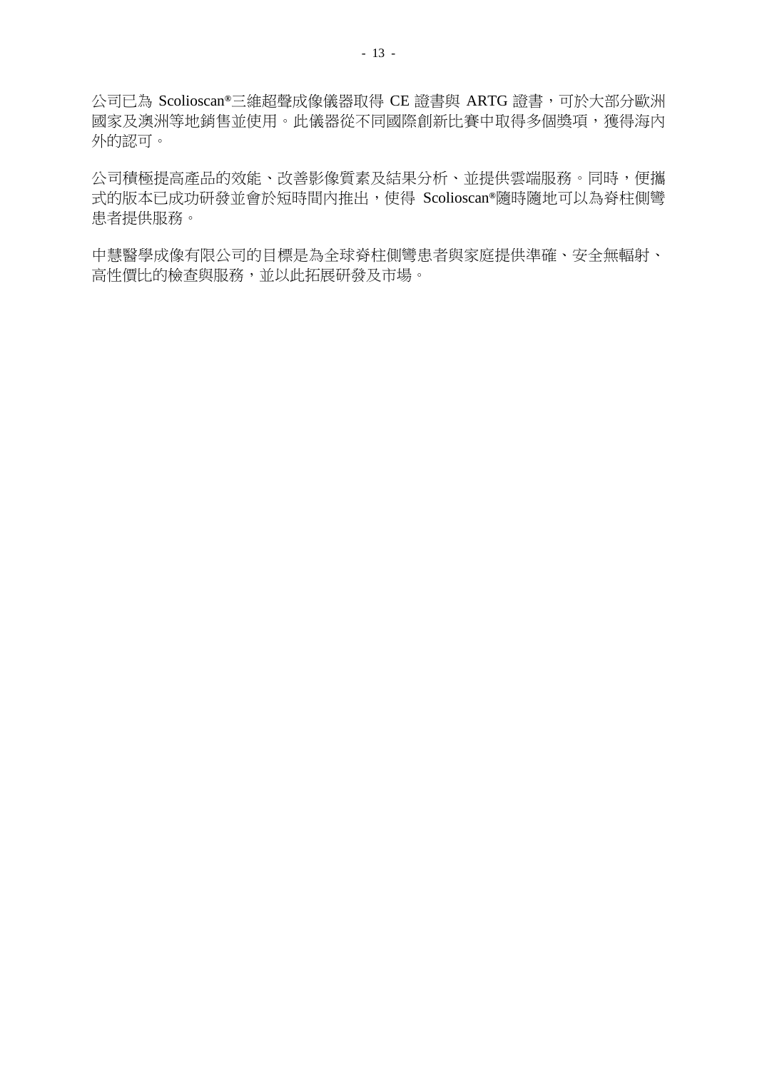公司已為 Scolioscan®三維超聲成像儀器取得 CE 證書與 ARTG 證書，可於大部分歐洲國家及澳洲等地銷售並使用。此儀器從不同國際創新比賽中取得多個獎項，獲得海內外的認可。

公司積極提高產品的效能、改善影像質素及結果分析、並提供雲端服務。同時，便攜式的版本已成功研發並會於短時間內推出，使得 Scolioscan®隨時隨地可以為脊柱側彎患者提供服務。

中慧醫學成像有限公司的目標是為全球脊柱側彎患者與家庭提供準確、安全無輻射、高性價比的檢查與服務，並以此拓展研發及市場。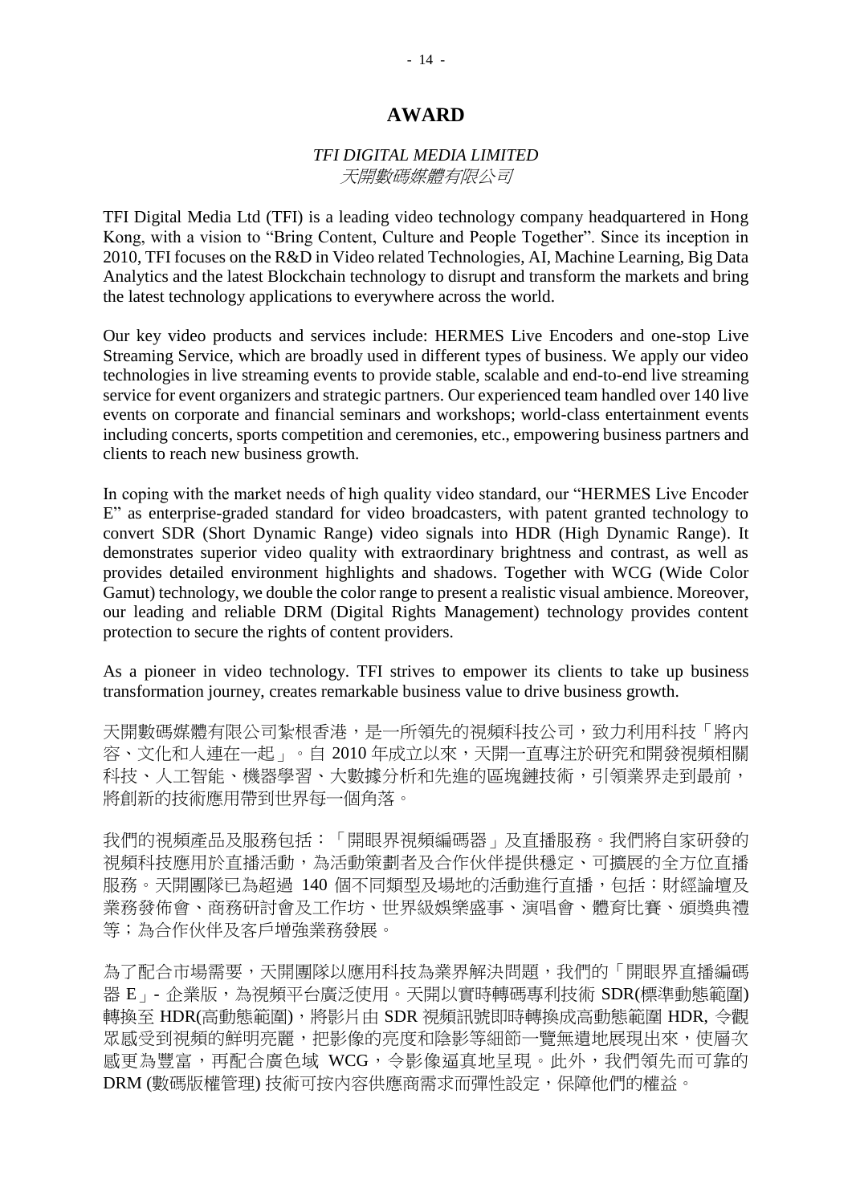# AWARD

### *TFI DIGITAL MEDIA LIMITED*
### *天開數碼媒體有限公司*

TFI Digital Media Ltd (TFI) is a leading video technology company headquartered in Hong Kong, with a vision to "Bring Content, Culture and People Together". Since its inception in 2010, TFI focuses on the R&D in Video related Technologies, AI, Machine Learning, Big Data Analytics and the latest Blockchain technology to disrupt and transform the markets and bring the latest technology applications to everywhere across the world.

Our key video products and services include: HERMES Live Encoders and one-stop Live Streaming Service, which are broadly used in different types of business. We apply our video technologies in live streaming events to provide stable, scalable and end-to-end live streaming service for event organizers and strategic partners. Our experienced team handled over 140 live events on corporate and financial seminars and workshops; world-class entertainment events including concerts, sports competition and ceremonies, etc., empowering business partners and clients to reach new business growth.

In coping with the market needs of high quality video standard, our "HERMES Live Encoder E" as enterprise-graded standard for video broadcasters, with patent granted technology to convert SDR (Short Dynamic Range) video signals into HDR (High Dynamic Range). It demonstrates superior video quality with extraordinary brightness and contrast, as well as provides detailed environment highlights and shadows. Together with WCG (Wide Color Gamut) technology, we double the color range to present a realistic visual ambience. Moreover, our leading and reliable DRM (Digital Rights Management) technology provides content protection to secure the rights of content providers.

As a pioneer in video technology. TFI strives to empower its clients to take up business transformation journey, creates remarkable business value to drive business growth.

天開數碼媒體有限公司紮根香港，是一所領先的視頻科技公司，致力利用科技「將內容、文化和人連在一起」。自 2010 年成立以來，天開一直專注於研究和開發視頻相關科技、人工智能、機器學習、大數據分析和先進的區塊鏈技術，引領業界走到最前，將創新的技術應用帶到世界每一個角落。

我們的視頻產品及服務包括：「開眼界視頻編碼器」及直播服務。我們將自家研發的視頻科技應用於直播活動，為活動策劃者及合作伙伴提供穩定、可擴展的全方位直播服務。天開團隊已為超過 140 個不同類型及場地的活動進行直播，包括：財經論壇及業務發佈會、商務研討會及工作坊、世界級娛樂盛事、演唱會、體育比賽、頒獎典禮等；為合作伙伴及客戶增強業務發展。

為了配合市場需要，天開團隊以應用科技為業界解決問題，我們的「開眼界直播編碼器 E」- 企業版，為視頻平台廣泛使用。天開以實時轉碼專利技術 SDR(標準動態範圍)轉換至 HDR(高動態範圍)，將影片由 SDR 視頻訊號即時轉換成高動態範圍 HDR, 令觀眾感受到視頻的鮮明亮麗，把影像的亮度和陰影等細節一覽無遺地展現出來，使層次感更為豐富，再配合廣色域 WCG，令影像逼真地呈現。此外，我們領先而可靠的 DRM (數碼版權管理) 技術可按內容供應商需求而彈性設定，保障他們的權益。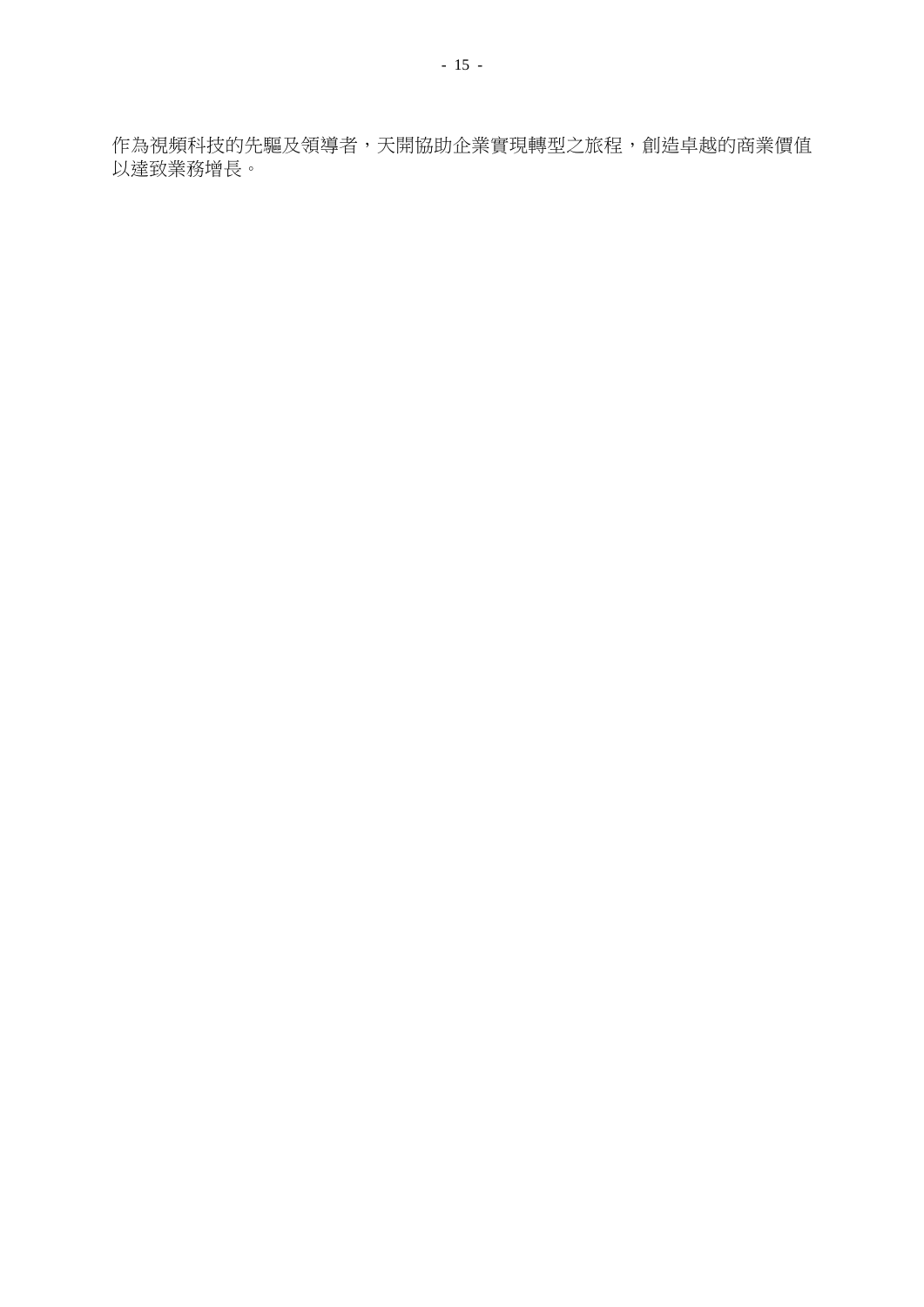作為視頻科技的先驅及領導者，天開協助企業實現轉型之旅程，創造卓越的商業價值以達致業務增長。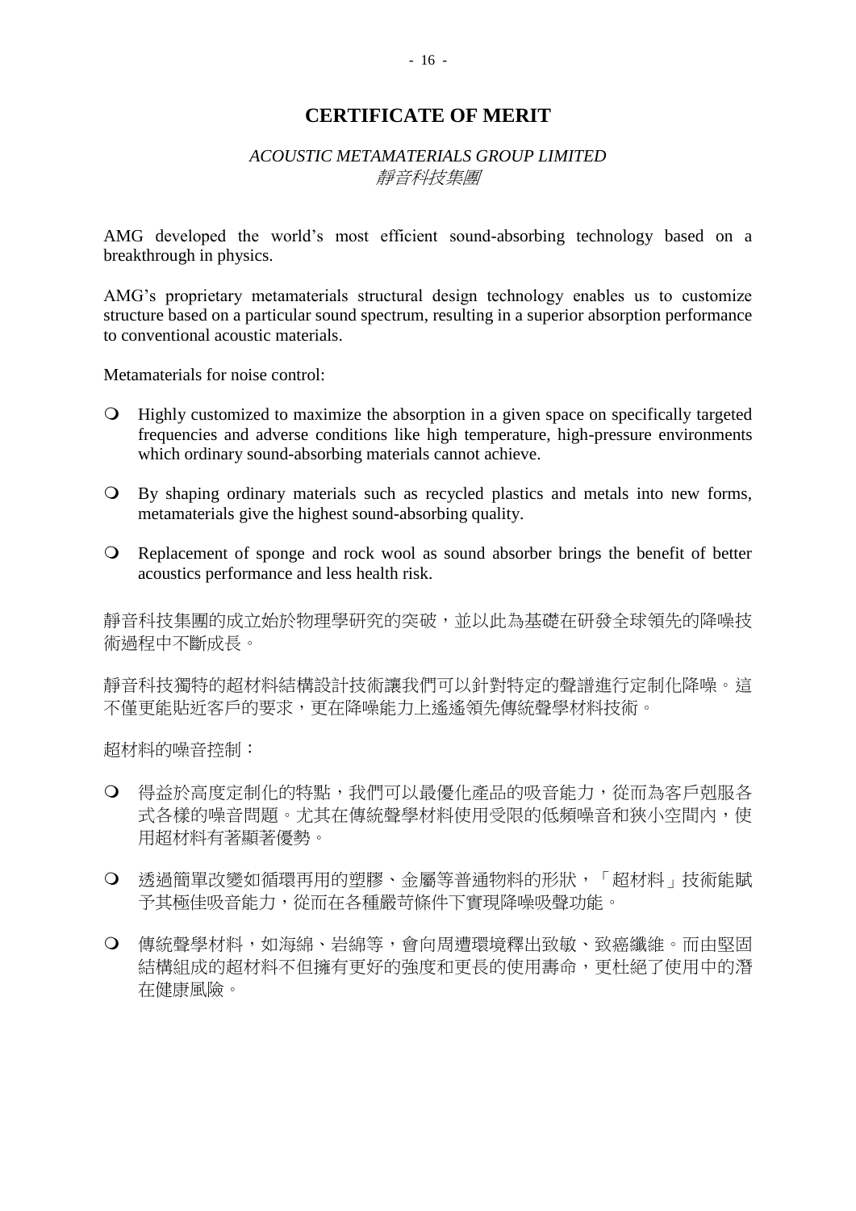# CERTIFICATE OF MERIT

*ACOUSTIC METAMATERIALS GROUP LIMITED*
*靜音科技集團*

AMG developed the world's most efficient sound-absorbing technology based on a breakthrough in physics.

AMG's proprietary metamaterials structural design technology enables us to customize structure based on a particular sound spectrum, resulting in a superior absorption performance to conventional acoustic materials.

Metamaterials for noise control:

- Highly customized to maximize the absorption in a given space on specifically targeted frequencies and adverse conditions like high temperature, high-pressure environments which ordinary sound-absorbing materials cannot achieve.
- By shaping ordinary materials such as recycled plastics and metals into new forms, metamaterials give the highest sound-absorbing quality.
- Replacement of sponge and rock wool as sound absorber brings the benefit of better acoustics performance and less health risk.

靜音科技集團的成立始於物理學研究的突破，並以此為基礎在研發全球領先的降噪技術過程中不斷成長。

靜音科技獨特的超材料結構設計技術讓我們可以針對特定的聲譜進行定制化降噪。這不僅更能貼近客戶的要求，更在降噪能力上遙遙領先傳統聲學材料技術。

超材料的噪音控制：

- 得益於高度定制化的特點，我們可以最優化產品的吸音能力，從而為客戶剋服各式各樣的噪音問題。尤其在傳統聲學材料使用受限的低頻噪音和狹小空間內，使用超材料有著顯著優勢。
- 透過簡單改變如循環再用的塑膠、金屬等普通物料的形狀，「超材料」技術能賦予其極佳吸音能力，從而在各種嚴苛條件下實現降噪吸聲功能。
- 傳統聲學材料，如海綿、岩綿等，會向周遭環境釋出致敏、致癌纖維。而由堅固結構組成的超材料不但擁有更好的強度和更長的使用壽命，更杜絕了使用中的潛在健康風險。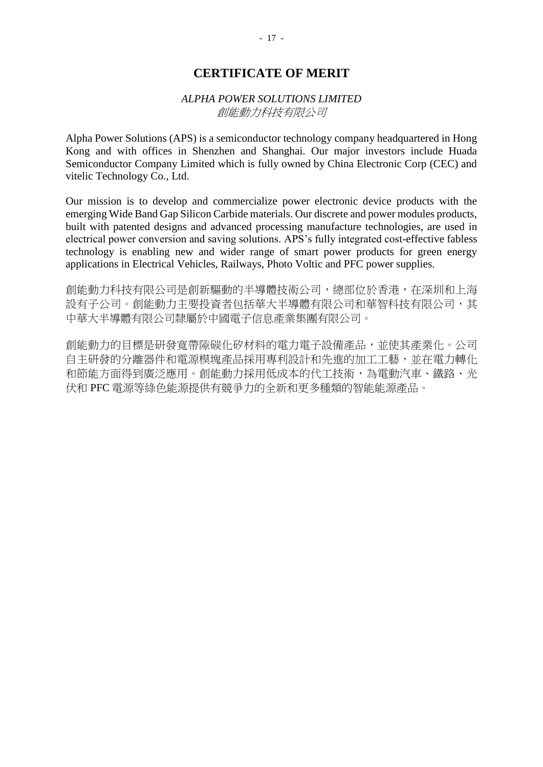# CERTIFICATE OF MERIT

*ALPHA POWER SOLUTIONS LIMITED*
*創能動力科技有限公司*

Alpha Power Solutions (APS) is a semiconductor technology company headquartered in Hong Kong and with offices in Shenzhen and Shanghai. Our major investors include Huada Semiconductor Company Limited which is fully owned by China Electronic Corp (CEC) and vitelic Technology Co., Ltd.

Our mission is to develop and commercialize power electronic device products with the emerging Wide Band Gap Silicon Carbide materials. Our discrete and power modules products, built with patented designs and advanced processing manufacture technologies, are used in electrical power conversion and saving solutions. APS's fully integrated cost-effective fabless technology is enabling new and wider range of smart power products for green energy applications in Electrical Vehicles, Railways, Photo Voltic and PFC power supplies.

創能動力科技有限公司是創新驅動的半導體技術公司，總部位於香港，在深圳和上海設有子公司。創能動力主要投資者包括華大半導體有限公司和華智科技有限公司，其中華大半導體有限公司隸屬於中國電子信息產業集團有限公司。

創能動力的目標是研發寬帶隙碳化矽材料的電力電子設備產品，並使其產業化。公司自主研發的分離器件和電源模塊產品採用專利設計和先進的加工工藝，並在電力轉化和節能方面得到廣泛應用。創能動力採用低成本的代工技術，為電動汽車、鐵路、光伏和 PFC 電源等綠色能源提供有競爭力的全新和更多種類的智能能源產品。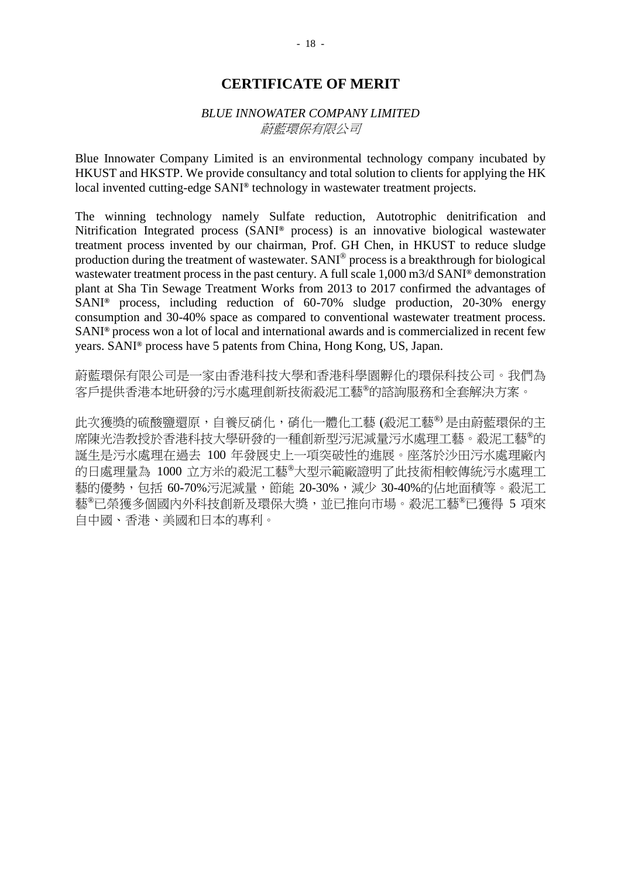# CERTIFICATE OF MERIT

*BLUE INNOWATER COMPANY LIMITED*
*蔚藍環保有限公司*

Blue Innowater Company Limited is an environmental technology company incubated by HKUST and HKSTP. We provide consultancy and total solution to clients for applying the HK local invented cutting-edge SANI® technology in wastewater treatment projects.

The winning technology namely Sulfate reduction, Autotrophic denitrification and Nitrification Integrated process (SANI® process) is an innovative biological wastewater treatment process invented by our chairman, Prof. GH Chen, in HKUST to reduce sludge production during the treatment of wastewater. SANI® process is a breakthrough for biological wastewater treatment process in the past century. A full scale 1,000 m3/d SANI® demonstration plant at Sha Tin Sewage Treatment Works from 2013 to 2017 confirmed the advantages of SANI® process, including reduction of 60-70% sludge production, 20-30% energy consumption and 30-40% space as compared to conventional wastewater treatment process. SANI® process won a lot of local and international awards and is commercialized in recent few years. SANI® process have 5 patents from China, Hong Kong, US, Japan.

蔚藍環保有限公司是一家由香港科技大學和香港科學園孵化的環保科技公司。我們為客戶提供香港本地研發的污水處理創新技術殺泥工藝®的諮詢服務和全套解決方案。

此次獲獎的硫酸鹽還原，自養反硝化，硝化一體化工藝 (殺泥工藝®) 是由蔚藍環保的主席陳光浩教授於香港科技大學研發的一種創新型污泥減量污水處理工藝。殺泥工藝®的誕生是污水處理在過去 100 年發展史上一項突破性的進展。座落於沙田污水處理廠內的日處理量為 1000 立方米的殺泥工藝®大型示範廠證明了此技術相較傳統污水處理工藝的優勢，包括 60-70%污泥減量，節能 20-30%，減少 30-40%的佔地面積等。殺泥工藝®已榮獲多個國內外科技創新及環保大獎，並已推向市場。殺泥工藝®已獲得 5 項來自中國、香港、美國和日本的專利。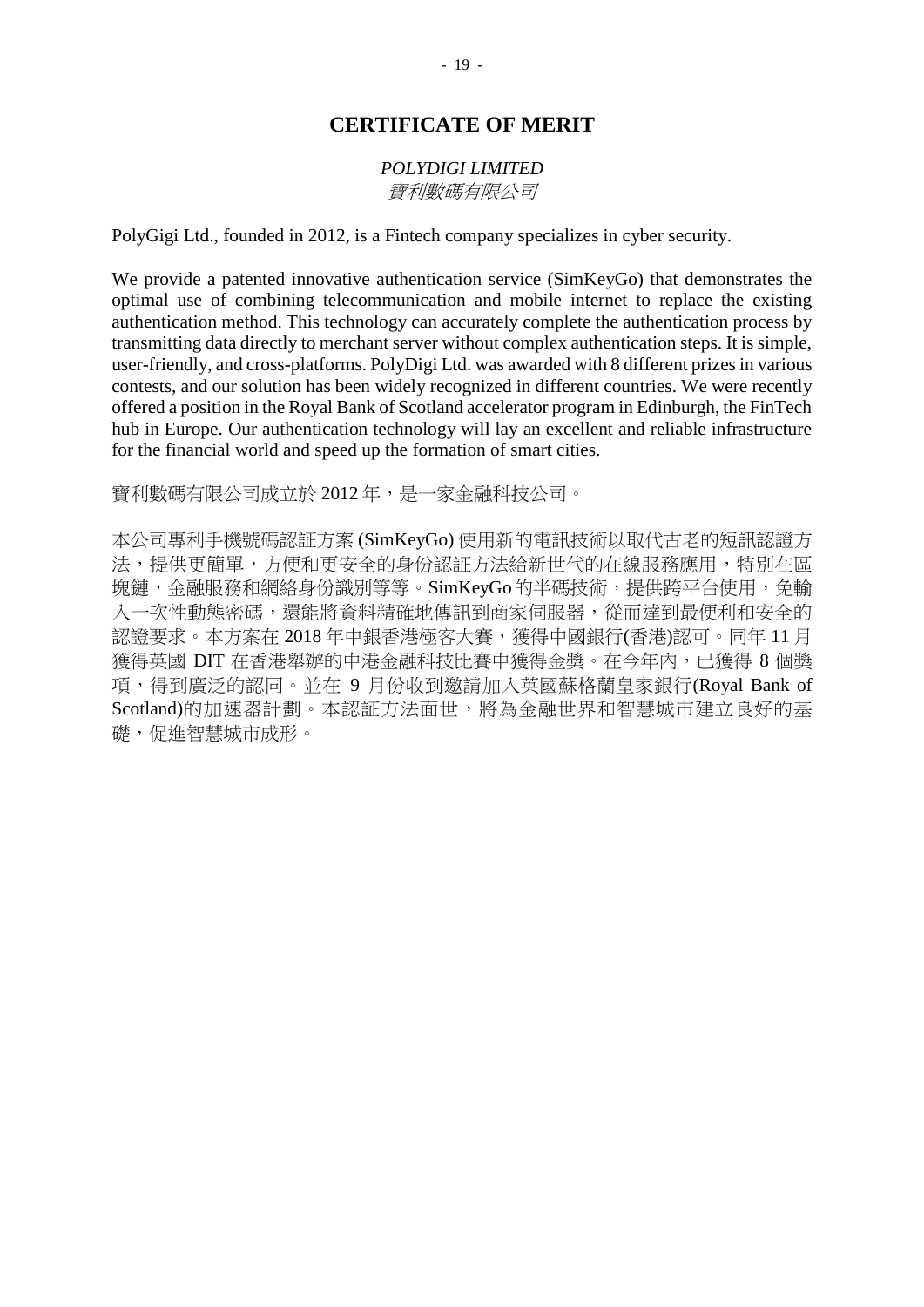# CERTIFICATE OF MERIT

*POLYDIGI LIMITED*
*寶利數碼有限公司*

PolyGigi Ltd., founded in 2012, is a Fintech company specializes in cyber security.

We provide a patented innovative authentication service (SimKeyGo) that demonstrates the optimal use of combining telecommunication and mobile internet to replace the existing authentication method. This technology can accurately complete the authentication process by transmitting data directly to merchant server without complex authentication steps. It is simple, user-friendly, and cross-platforms. PolyDigi Ltd. was awarded with 8 different prizes in various contests, and our solution has been widely recognized in different countries. We were recently offered a position in the Royal Bank of Scotland accelerator program in Edinburgh, the FinTech hub in Europe. Our authentication technology will lay an excellent and reliable infrastructure for the financial world and speed up the formation of smart cities.

寶利數碼有限公司成立於 2012 年，是一家金融科技公司。

本公司專利手機號碼認証方案 (SimKeyGo) 使用新的電訊技術以取代古老的短訊認證方法，提供更簡單，方便和更安全的身份認証方法給新世代的在線服務應用，特別在區塊鏈，金融服務和網絡身份識別等等。SimKeyGo的半碼技術，提供跨平台使用，免輸入一次性動態密碼，還能將資料精確地傳訊到商家伺服器，從而達到最便利和安全的認證要求。本方案在 2018 年中銀香港極客大賽，獲得中國銀行(香港)認可。同年 11 月獲得英國 DIT 在香港舉辦的中港金融科技比賽中獲得金獎。在今年內，已獲得 8 個獎項，得到廣泛的認同。並在 9 月份收到邀請加入英國蘇格蘭皇家銀行(Royal Bank of Scotland)的加速器計劃。本認証方法面世，將為金融世界和智慧城市建立良好的基礎，促進智慧城市成形。